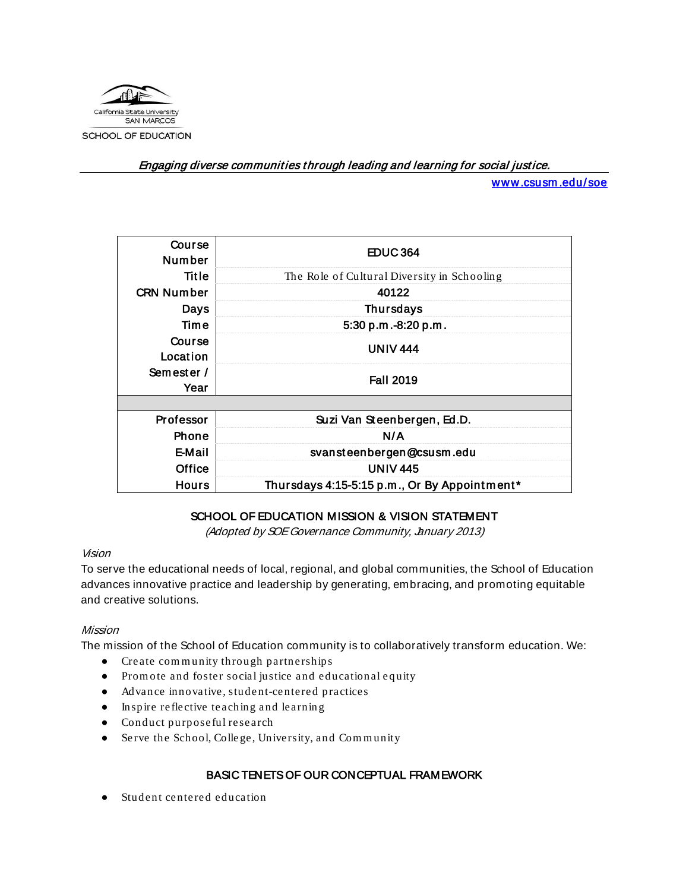California State University
SAN MARCOS
SCHOOL OF EDUCATION

*Engaging diverse communities through leading and learning for social justice.*

www.csusm.edu/soe

| | |
|---|---|
| Course Number | EDUC 364 |
| Title | The Role of Cultural Diversity in Schooling |
| CRN Number | 40122 |
| Days | Thursdays |
| Time | 5:30 p.m.-8:20 p.m. |
| Course Location | UNIV 444 |
| Semester / Year | Fall 2019 |
| | |
| Professor | Suzi Van Steenbergen, Ed.D. |
| Phone | N/A |
| E-Mail | svansteenbergen@csusm.edu |
| Office | UNIV 445 |
| Hours | Thursdays 4:15-5:15 p.m., Or By Appointment* |

## SCHOOL OF EDUCATION MISSION & VISION STATEMENT

*(Adopted by SOE Governance Community, January 2013)*

### *Vision*

To serve the educational needs of local, regional, and global communities, the School of Education advances innovative practice and leadership by generating, embracing, and promoting equitable and creative solutions.

### *Mission*

The mission of the School of Education community is to collaboratively transform education. We:

- Create community through partnerships
- Promote and foster social justice and educational equity
- Advance innovative, student-centered practices
- Inspire reflective teaching and learning
- Conduct purposeful research
- Serve the School, College, University, and Community

## BASIC TENETS OF OUR CONCEPTUAL FRAMEWORK

- Student centered education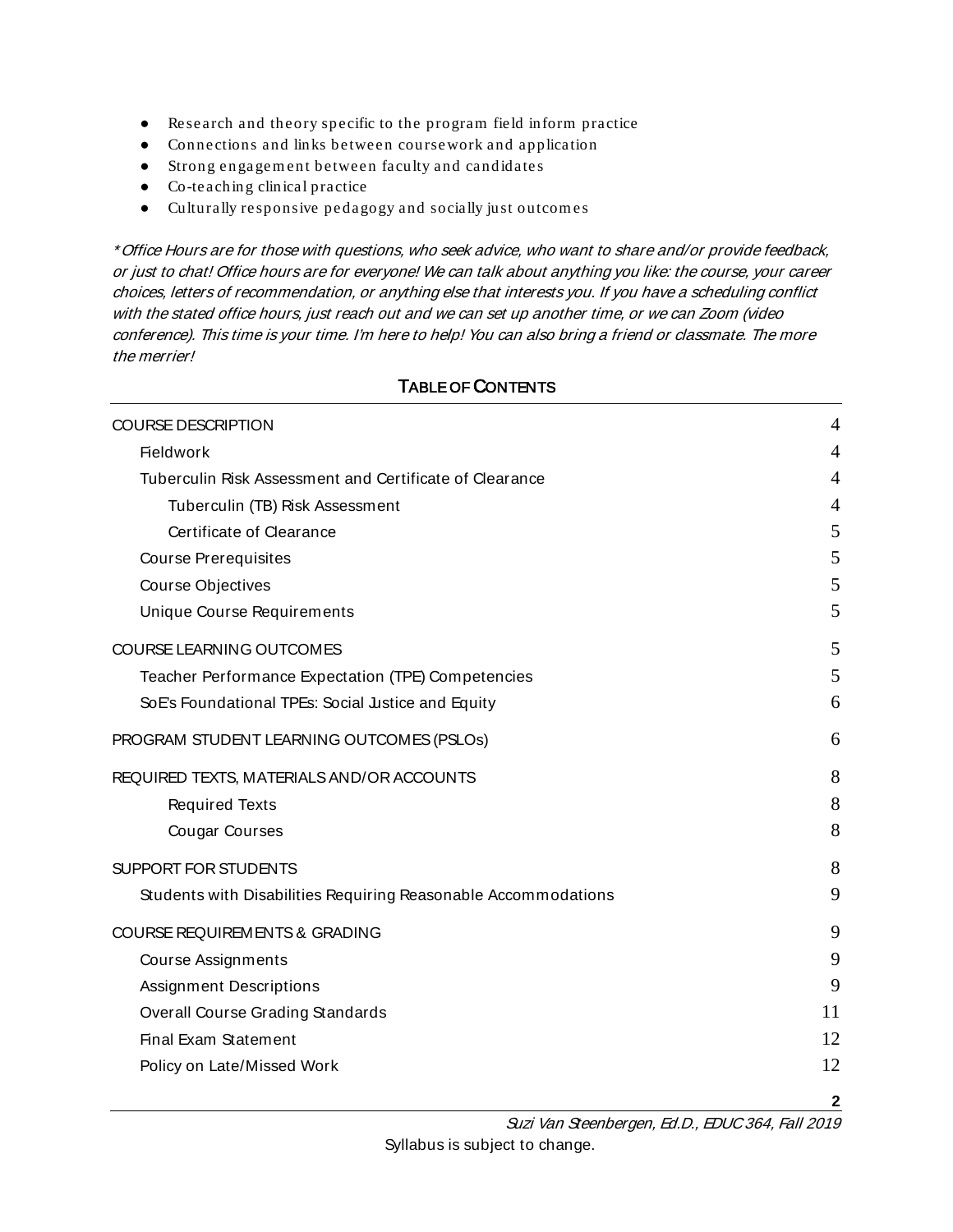- Research and theory specific to the program field inform practice
- Connections and links between coursework and application
- Strong engagement between faculty and candidates
- Co-teaching clinical practice
- Culturally responsive pedagogy and socially just outcomes

*\*Office Hours are for those with questions, who seek advice, who want to share and/or provide feedback, or just to chat! Office hours are for everyone! We can talk about anything you like: the course, your career choices, letters of recommendation, or anything else that interests you. If you have a scheduling conflict with the stated office hours, just reach out and we can set up another time, or we can Zoom (video conference). This time is your time. I'm here to help! You can also bring a friend or classmate. The more the merrier!*

## TABLE OF CONTENTS

- COURSE DESCRIPTION — 4
  - Fieldwork — 4
  - Tuberculin Risk Assessment and Certificate of Clearance — 4
    - Tuberculin (TB) Risk Assessment — 4
    - Certificate of Clearance — 5
  - Course Prerequisites — 5
  - Course Objectives — 5
  - Unique Course Requirements — 5
- COURSE LEARNING OUTCOMES — 5
  - Teacher Performance Expectation (TPE) Competencies — 5
  - SoE's Foundational TPEs: Social Justice and Equity — 6
- PROGRAM STUDENT LEARNING OUTCOMES (PSLOs) — 6
- REQUIRED TEXTS, MATERIALS AND/OR ACCOUNTS — 8
    - Required Texts — 8
    - Cougar Courses — 8
- SUPPORT FOR STUDENTS — 8
  - Students with Disabilities Requiring Reasonable Accommodations — 9
- COURSE REQUIREMENTS & GRADING — 9
  - Course Assignments — 9
  - Assignment Descriptions — 9
  - Overall Course Grading Standards — 11
  - Final Exam Statement — 12
  - Policy on Late/Missed Work — 12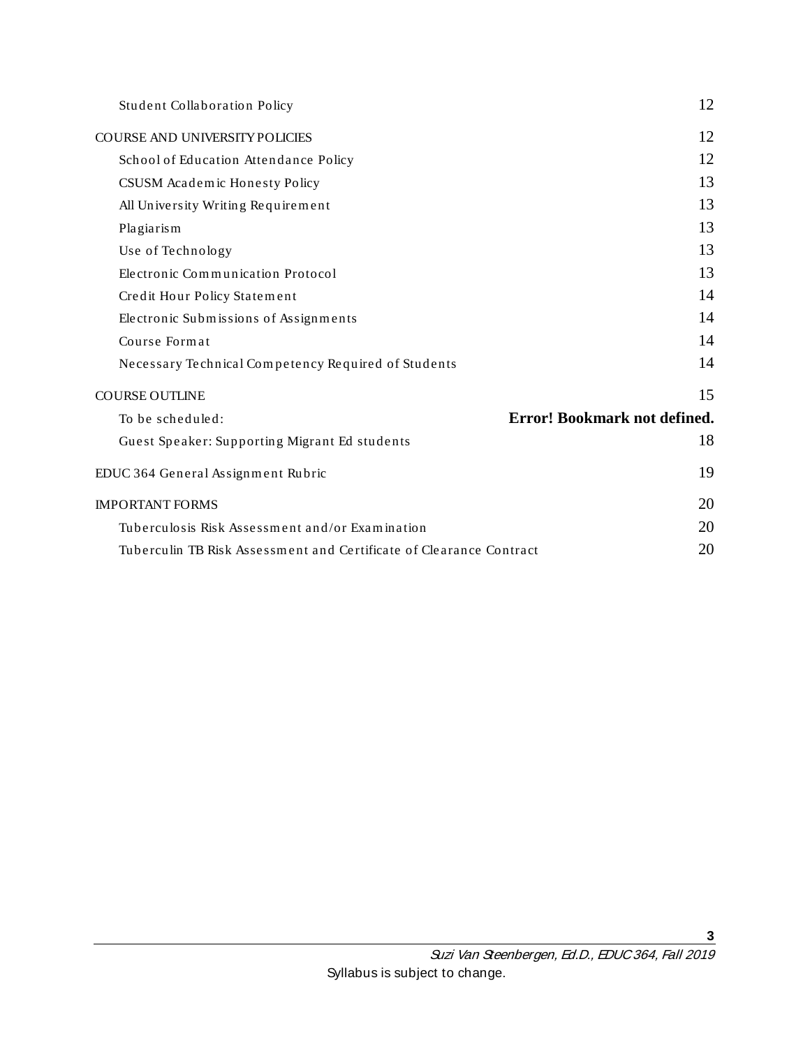- Student Collaboration Policy 12

COURSE AND UNIVERSITY POLICIES 12

- School of Education Attendance Policy 12
- CSUSM Academic Honesty Policy 13
- All University Writing Requirement 13
- Plagiarism 13
- Use of Technology 13
- Electronic Communication Protocol 13
- Credit Hour Policy Statement 14
- Electronic Submissions of Assignments 14
- Course Format 14
- Necessary Technical Competency Required of Students 14

COURSE OUTLINE 15

- To be scheduled: **Error! Bookmark not defined.**
- Guest Speaker: Supporting Migrant Ed students 18

EDUC 364 General Assignment Rubric 19

IMPORTANT FORMS 20

- Tuberculosis Risk Assessment and/or Examination 20
- Tuberculin TB Risk Assessment and Certificate of Clearance Contract 20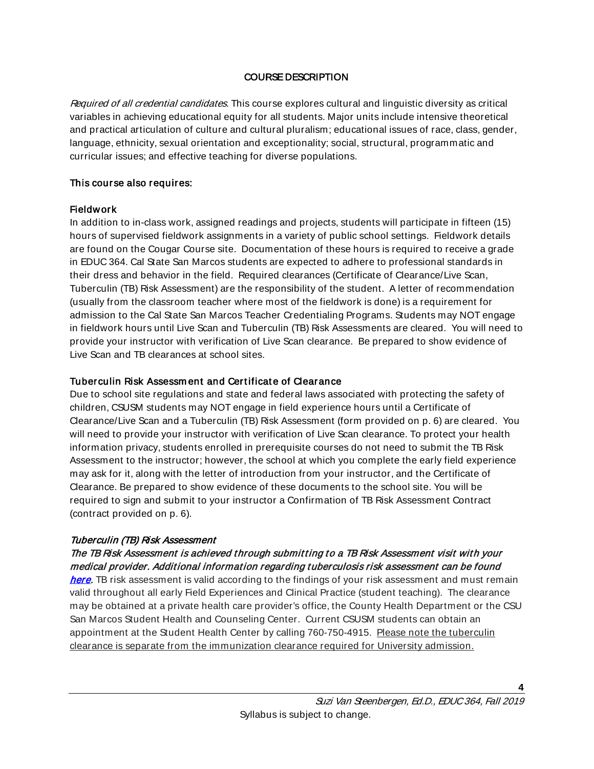## COURSE DESCRIPTION

*Required of all credential candidates.* This course explores cultural and linguistic diversity as critical variables in achieving educational equity for all students. Major units include intensive theoretical and practical articulation of culture and cultural pluralism; educational issues of race, class, gender, language, ethnicity, sexual orientation and exceptionality; social, structural, programmatic and curricular issues; and effective teaching for diverse populations.

### This course also requires:

#### Fieldwork

In addition to in-class work, assigned readings and projects, students will participate in fifteen (15) hours of supervised fieldwork assignments in a variety of public school settings. Fieldwork details are found on the Cougar Course site. Documentation of these hours is required to receive a grade in EDUC 364. Cal State San Marcos students are expected to adhere to professional standards in their dress and behavior in the field. Required clearances (Certificate of Clearance/Live Scan, Tuberculin (TB) Risk Assessment) are the responsibility of the student. A letter of recommendation (usually from the classroom teacher where most of the fieldwork is done) is a requirement for admission to the Cal State San Marcos Teacher Credentialing Programs. Students may NOT engage in fieldwork hours until Live Scan and Tuberculin (TB) Risk Assessments are cleared. You will need to provide your instructor with verification of Live Scan clearance. Be prepared to show evidence of Live Scan and TB clearances at school sites.

#### Tuberculin Risk Assessment and Certificate of Clearance

Due to school site regulations and state and federal laws associated with protecting the safety of children, CSUSM students may NOT engage in field experience hours until a Certificate of Clearance/Live Scan and a Tuberculin (TB) Risk Assessment (form provided on p. 6) are cleared. You will need to provide your instructor with verification of Live Scan clearance. To protect your health information privacy, students enrolled in prerequisite courses do not need to submit the TB Risk Assessment to the instructor; however, the school at which you complete the early field experience may ask for it, along with the letter of introduction from your instructor, and the Certificate of Clearance. Be prepared to show evidence of these documents to the school site. You will be required to sign and submit to your instructor a Confirmation of TB Risk Assessment Contract (contract provided on p. 6).

#### *Tuberculin (TB) Risk Assessment*

***The TB Risk Assessment is achieved through submitting to a TB Risk Assessment visit with your medical provider. Additional information regarding tuberculosis risk assessment can be found here.*** TB risk assessment is valid according to the findings of your risk assessment and must remain valid throughout all early Field Experiences and Clinical Practice (student teaching). The clearance may be obtained at a private health care provider's office, the County Health Department or the CSU San Marcos Student Health and Counseling Center. Current CSUSM students can obtain an appointment at the Student Health Center by calling 760-750-4915. <u>Please note the tuberculin clearance is separate from the immunization clearance required for University admission.</u>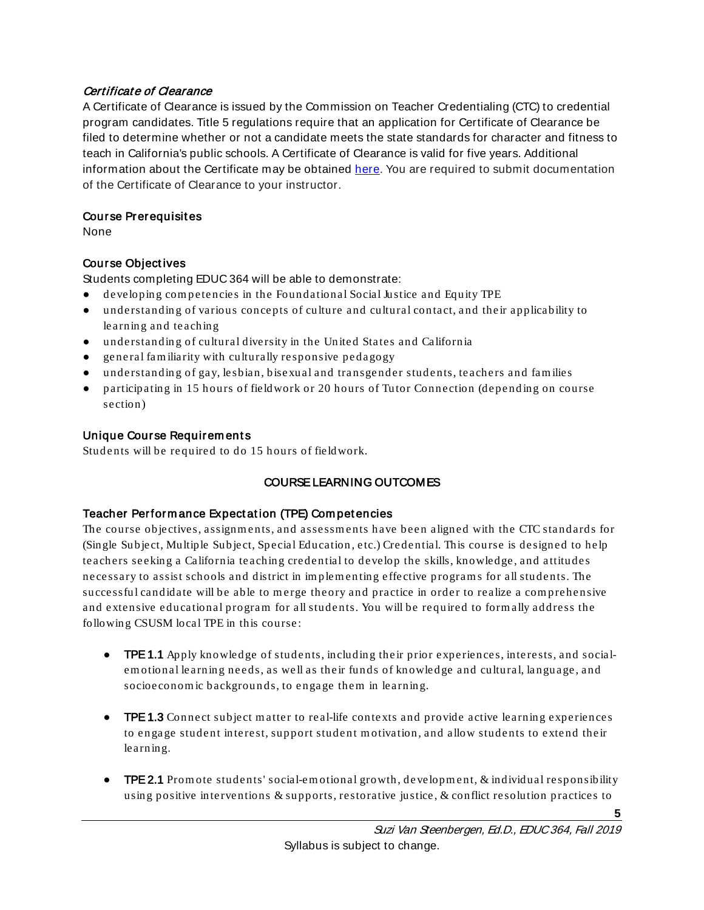### *Certificate of Clearance*

A Certificate of Clearance is issued by the Commission on Teacher Credentialing (CTC) to credential program candidates. Title 5 regulations require that an application for Certificate of Clearance be filed to determine whether or not a candidate meets the state standards for character and fitness to teach in California's public schools. A Certificate of Clearance is valid for five years. Additional information about the Certificate may be obtained here. You are required to submit documentation of the Certificate of Clearance to your instructor.

### Course Prerequisites

None

### Course Objectives

Students completing EDUC 364 will be able to demonstrate:

- developing competencies in the Foundational Social Justice and Equity TPE
- understanding of various concepts of culture and cultural contact, and their applicability to learning and teaching
- understanding of cultural diversity in the United States and California
- general familiarity with culturally responsive pedagogy
- understanding of gay, lesbian, bisexual and transgender students, teachers and families
- participating in 15 hours of fieldwork or 20 hours of Tutor Connection (depending on course section)

### Unique Course Requirements

Students will be required to do 15 hours of fieldwork.

## COURSE LEARNING OUTCOMES

### Teacher Performance Expectation (TPE) Competencies

The course objectives, assignments, and assessments have been aligned with the CTC standards for (Single Subject, Multiple Subject, Special Education, etc.) Credential. This course is designed to help teachers seeking a California teaching credential to develop the skills, knowledge, and attitudes necessary to assist schools and district in implementing effective programs for all students. The successful candidate will be able to merge theory and practice in order to realize a comprehensive and extensive educational program for all students. You will be required to formally address the following CSUSM local TPE in this course:

- **TPE 1.1** Apply knowledge of students, including their prior experiences, interests, and social-emotional learning needs, as well as their funds of knowledge and cultural, language, and socioeconomic backgrounds, to engage them in learning.

- **TPE 1.3** Connect subject matter to real-life contexts and provide active learning experiences to engage student interest, support student motivation, and allow students to extend their learning.

- **TPE 2.1** Promote students' social-emotional growth, development, & individual responsibility using positive interventions & supports, restorative justice, & conflict resolution practices to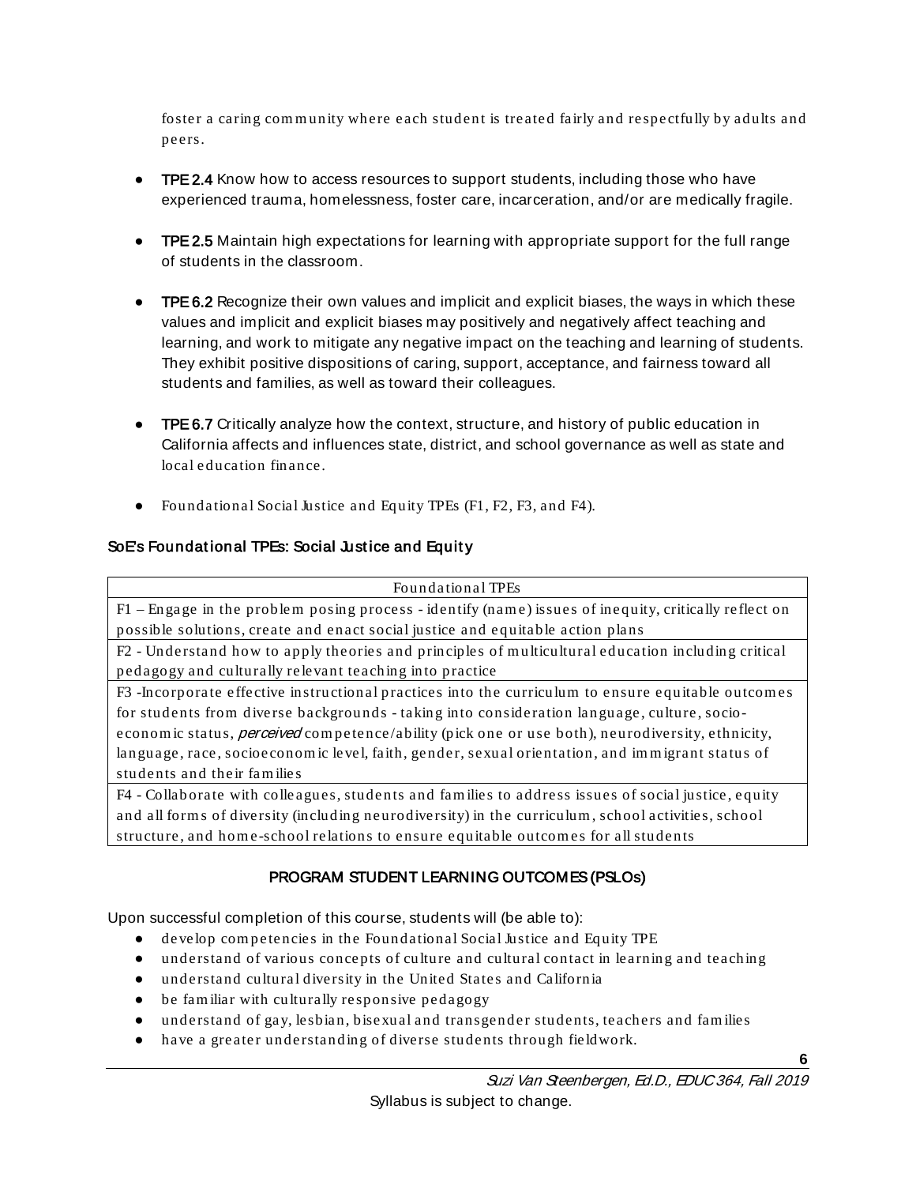foster a caring community where each student is treated fairly and respectfully by adults and peers.

- **TPE 2.4** Know how to access resources to support students, including those who have experienced trauma, homelessness, foster care, incarceration, and/or are medically fragile.
- **TPE 2.5** Maintain high expectations for learning with appropriate support for the full range of students in the classroom.
- **TPE 6.2** Recognize their own values and implicit and explicit biases, the ways in which these values and implicit and explicit biases may positively and negatively affect teaching and learning, and work to mitigate any negative impact on the teaching and learning of students. They exhibit positive dispositions of caring, support, acceptance, and fairness toward all students and families, as well as toward their colleagues.
- **TPE 6.7** Critically analyze how the context, structure, and history of public education in California affects and influences state, district, and school governance as well as state and local education finance.
- Foundational Social Justice and Equity TPEs (F1, F2, F3, and F4).

### SoE's Foundational TPEs: Social Justice and Equity

| Foundational TPEs |
|---|
| F1 – Engage in the problem posing process - identify (name) issues of inequity, critically reflect on possible solutions, create and enact social justice and equitable action plans |
| F2 - Understand how to apply theories and principles of multicultural education including critical pedagogy and culturally relevant teaching into practice |
| F3 -Incorporate effective instructional practices into the curriculum to ensure equitable outcomes for students from diverse backgrounds - taking into consideration language, culture, socio-economic status, *perceived* competence/ability (pick one or use both), neurodiversity, ethnicity, language, race, socioeconomic level, faith, gender, sexual orientation, and immigrant status of students and their families |
| F4 - Collaborate with colleagues, students and families to address issues of social justice, equity and all forms of diversity (including neurodiversity) in the curriculum, school activities, school structure, and home-school relations to ensure equitable outcomes for all students |

## PROGRAM STUDENT LEARNING OUTCOMES (PSLOs)

Upon successful completion of this course, students will (be able to):

- develop competencies in the Foundational Social Justice and Equity TPE
- understand of various concepts of culture and cultural contact in learning and teaching
- understand cultural diversity in the United States and California
- be familiar with culturally responsive pedagogy
- understand of gay, lesbian, bisexual and transgender students, teachers and families
- have a greater understanding of diverse students through fieldwork.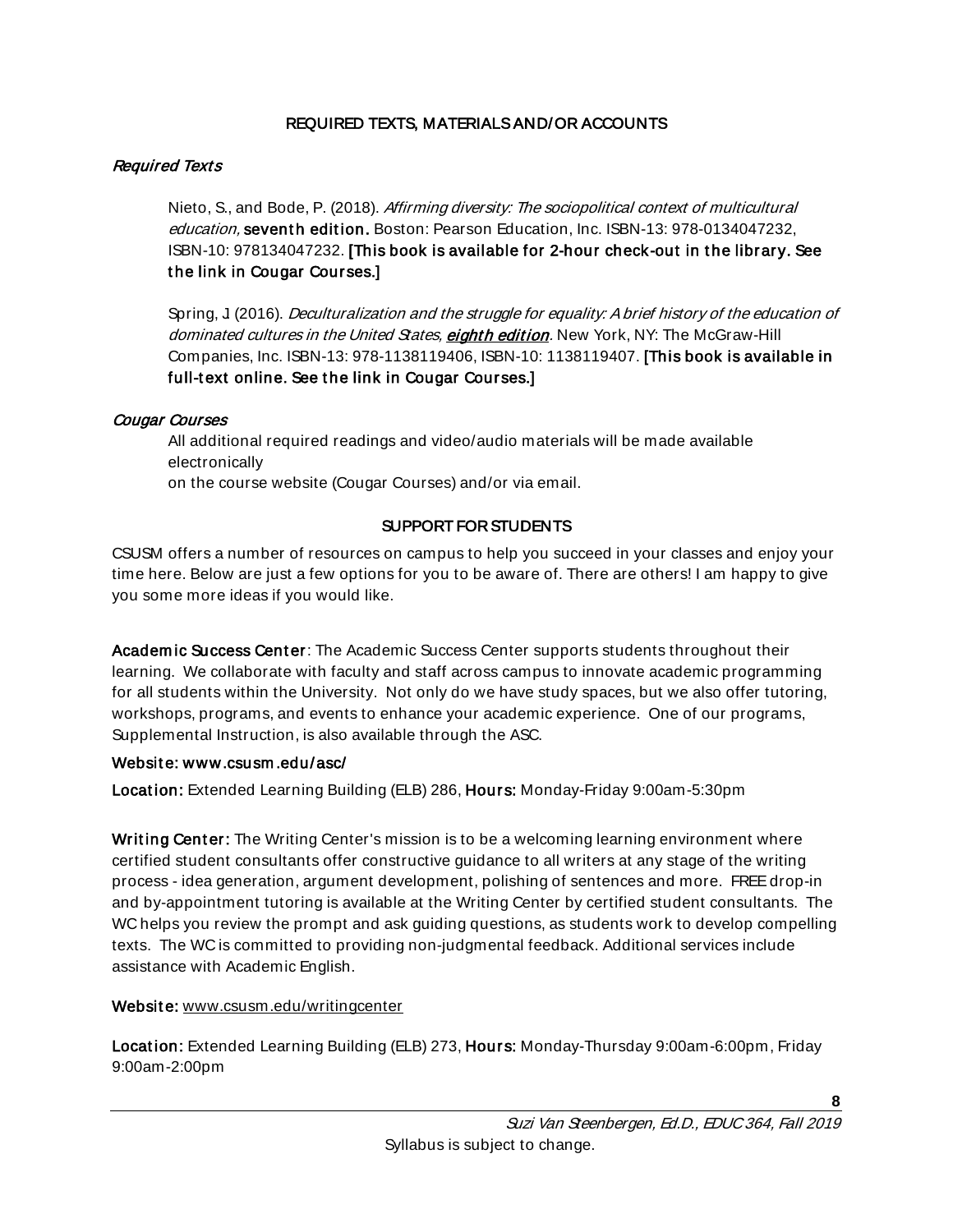## REQUIRED TEXTS, MATERIALS AND/OR ACCOUNTS

### *Required Texts*

Nieto, S., and Bode, P. (2018). *Affirming diversity: The sociopolitical context of multicultural education,* **seventh edition.** Boston: Pearson Education, Inc. ISBN-13: 978-0134047232, ISBN-10: 978134047232. **[This book is available for 2-hour check-out in the library. See the link in Cougar Courses.]**

Spring, J. (2016). *Deculturalization and the struggle for equality: A brief history of the education of dominated cultures in the United States,* ***eighth edition***. New York, NY: The McGraw-Hill Companies, Inc. ISBN-13: 978-1138119406, ISBN-10: 1138119407. **[This book is available in full-text online. See the link in Cougar Courses.]**

### *Cougar Courses*

All additional required readings and video/audio materials will be made available electronically
on the course website (Cougar Courses) and/or via email.

## SUPPORT FOR STUDENTS

CSUSM offers a number of resources on campus to help you succeed in your classes and enjoy your time here. Below are just a few options for you to be aware of. There are others! I am happy to give you some more ideas if you would like.

**Academic Success Center**: The Academic Success Center supports students throughout their learning. We collaborate with faculty and staff across campus to innovate academic programming for all students within the University. Not only do we have study spaces, but we also offer tutoring, workshops, programs, and events to enhance your academic experience. One of our programs, Supplemental Instruction, is also available through the ASC.

**Website: www.csusm.edu/asc/**

**Location:** Extended Learning Building (ELB) 286, **Hours:** Monday-Friday 9:00am-5:30pm

**Writing Center:** The Writing Center's mission is to be a welcoming learning environment where certified student consultants offer constructive guidance to all writers at any stage of the writing process - idea generation, argument development, polishing of sentences and more. FREE drop-in and by-appointment tutoring is available at the Writing Center by certified student consultants. The WC helps you review the prompt and ask guiding questions, as students work to develop compelling texts. The WC is committed to providing non-judgmental feedback. Additional services include assistance with Academic English.

**Website:** www.csusm.edu/writingcenter

**Location:** Extended Learning Building (ELB) 273, **Hours:** Monday-Thursday 9:00am-6:00pm, Friday 9:00am-2:00pm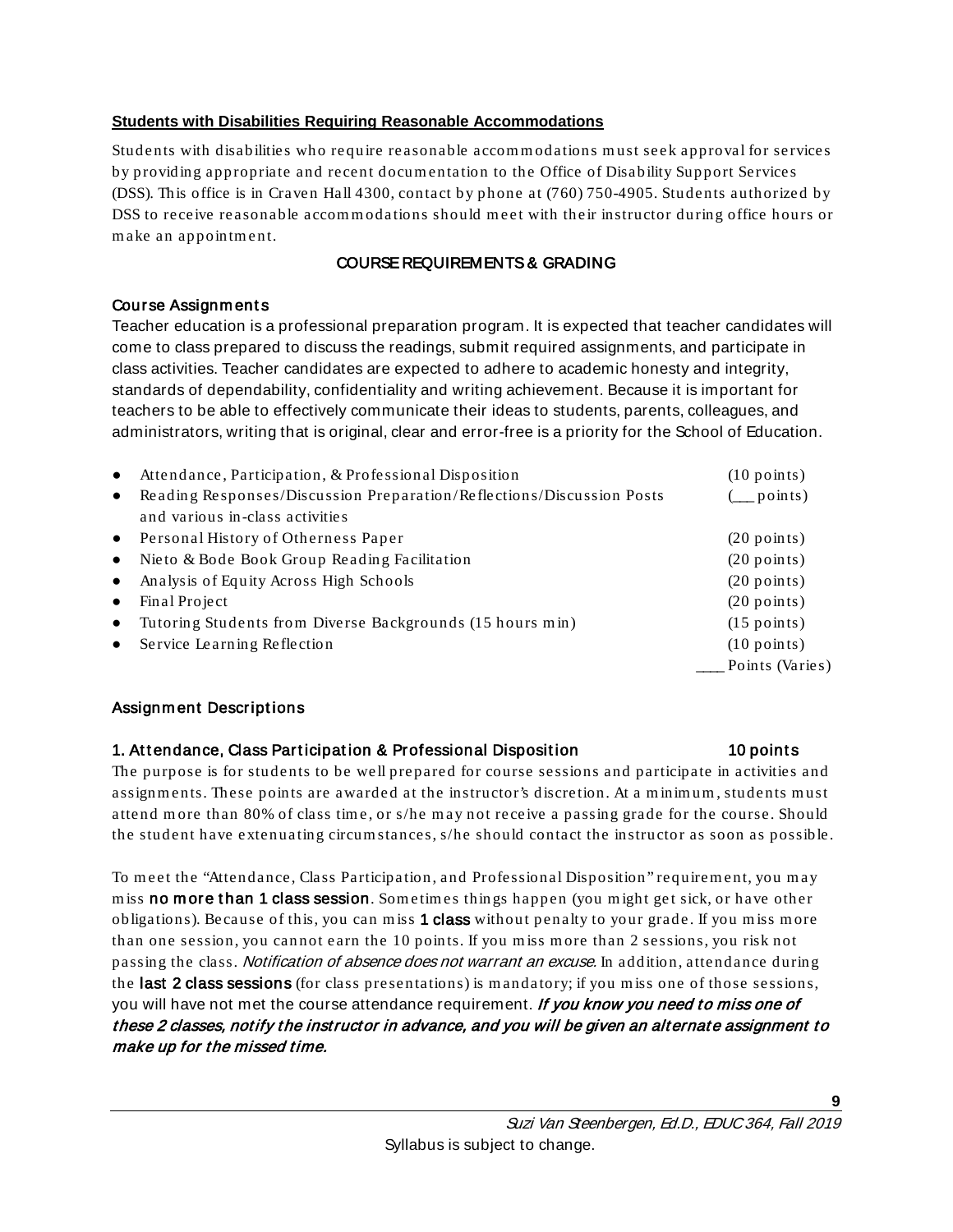**Students with Disabilities Requiring Reasonable Accommodations**

Students with disabilities who require reasonable accommodations must seek approval for services by providing appropriate and recent documentation to the Office of Disability Support Services (DSS). This office is in Craven Hall 4300, contact by phone at (760) 750-4905. Students authorized by DSS to receive reasonable accommodations should meet with their instructor during office hours or make an appointment.

## COURSE REQUIREMENTS & GRADING

### Course Assignments

Teacher education is a professional preparation program. It is expected that teacher candidates will come to class prepared to discuss the readings, submit required assignments, and participate in class activities. Teacher candidates are expected to adhere to academic honesty and integrity, standards of dependability, confidentiality and writing achievement. Because it is important for teachers to be able to effectively communicate their ideas to students, parents, colleagues, and administrators, writing that is original, clear and error-free is a priority for the School of Education.

| Assignment | Points |
|---|---|
| ● Attendance, Participation, & Professional Disposition | (10 points) |
| ● Reading Responses/Discussion Preparation/Reflections/Discussion Posts and various in-class activities | (__ points) |
| ● Personal History of Otherness Paper | (20 points) |
| ● Nieto & Bode Book Group Reading Facilitation | (20 points) |
| ● Analysis of Equity Across High Schools | (20 points) |
| ● Final Project | (20 points) |
| ● Tutoring Students from Diverse Backgrounds (15 hours min) | (15 points) |
| ● Service Learning Reflection | (10 points) |
| | ___ Points (Varies) |

### Assignment Descriptions

#### 1. Attendance, Class Participation & Professional Disposition — 10 points

The purpose is for students to be well prepared for course sessions and participate in activities and assignments. These points are awarded at the instructor's discretion. At a minimum, students must attend more than 80% of class time, or s/he may not receive a passing grade for the course. Should the student have extenuating circumstances, s/he should contact the instructor as soon as possible.

To meet the "Attendance, Class Participation, and Professional Disposition" requirement, you may miss **no more than 1 class session**. Sometimes things happen (you might get sick, or have other obligations). Because of this, you can miss **1 class** without penalty to your grade. If you miss more than one session, you cannot earn the 10 points. If you miss more than 2 sessions, you risk not passing the class. *Notification of absence does not warrant an excuse.* In addition, attendance during the **last 2 class sessions** (for class presentations) is mandatory; if you miss one of those sessions, you will have not met the course attendance requirement. ***If you know you need to miss one of these 2 classes, notify the instructor in advance, and you will be given an alternate assignment to make up for the missed time.***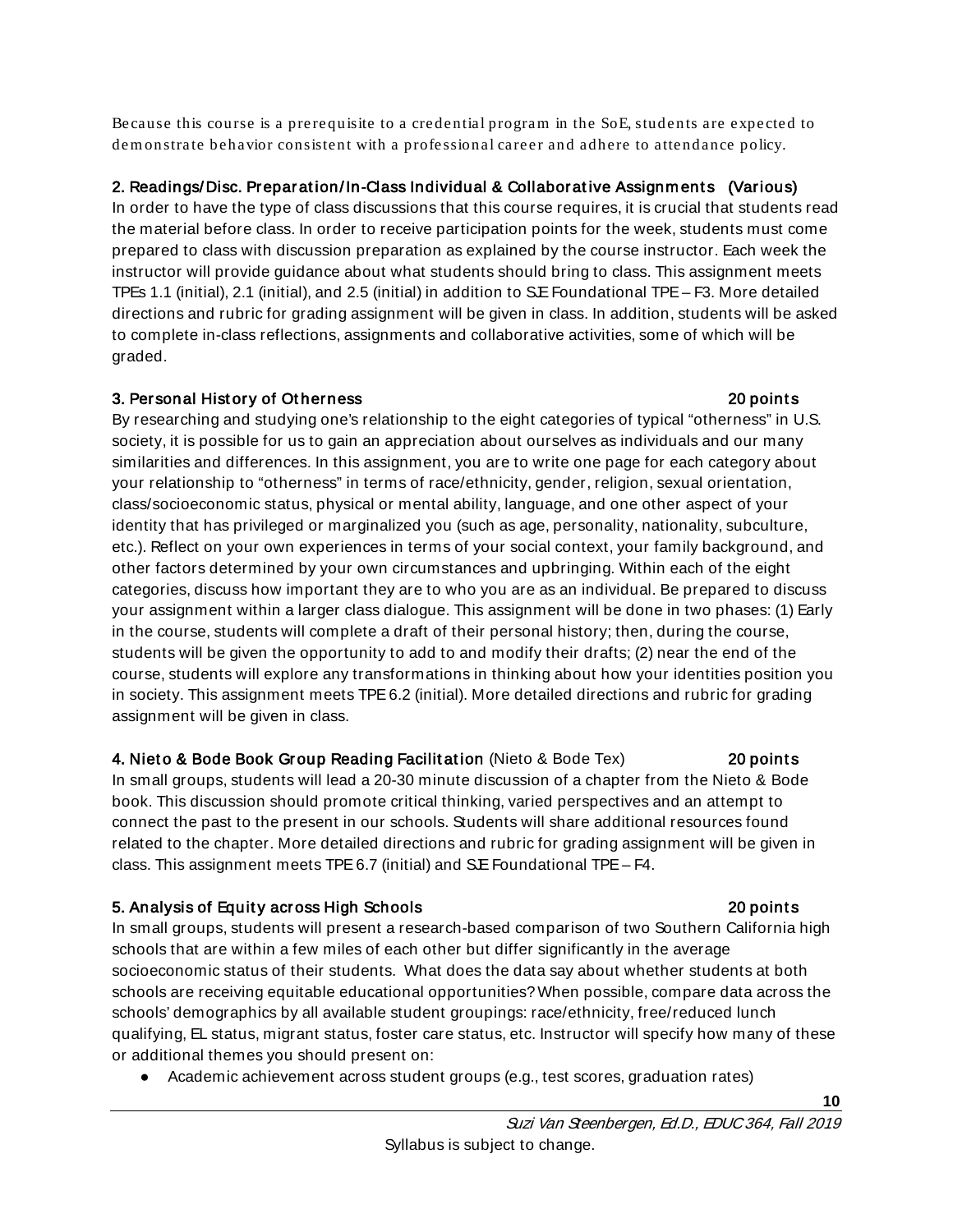Because this course is a prerequisite to a credential program in the SoE, students are expected to demonstrate behavior consistent with a professional career and adhere to attendance policy.

**2. Readings/Disc. Preparation/In-Class Individual & Collaborative Assignments (Various)**

In order to have the type of class discussions that this course requires, it is crucial that students read the material before class. In order to receive participation points for the week, students must come prepared to class with discussion preparation as explained by the course instructor. Each week the instructor will provide guidance about what students should bring to class. This assignment meets TPEs 1.1 (initial), 2.1 (initial), and 2.5 (initial) in addition to SE Foundational TPE – F3. More detailed directions and rubric for grading assignment will be given in class. In addition, students will be asked to complete in-class reflections, assignments and collaborative activities, some of which will be graded.

**3. Personal History of Otherness — 20 points**

By researching and studying one's relationship to the eight categories of typical "otherness" in U.S. society, it is possible for us to gain an appreciation about ourselves as individuals and our many similarities and differences. In this assignment, you are to write one page for each category about your relationship to "otherness" in terms of race/ethnicity, gender, religion, sexual orientation, class/socioeconomic status, physical or mental ability, language, and one other aspect of your identity that has privileged or marginalized you (such as age, personality, nationality, subculture, etc.). Reflect on your own experiences in terms of your social context, your family background, and other factors determined by your own circumstances and upbringing. Within each of the eight categories, discuss how important they are to who you are as an individual. Be prepared to discuss your assignment within a larger class dialogue. This assignment will be done in two phases: (1) Early in the course, students will complete a draft of their personal history; then, during the course, students will be given the opportunity to add to and modify their drafts; (2) near the end of the course, students will explore any transformations in thinking about how your identities position you in society. This assignment meets TPE 6.2 (initial). More detailed directions and rubric for grading assignment will be given in class.

**4. Nieto & Bode Book Group Reading Facilitation** (Nieto & Bode Tex) **— 20 points**

In small groups, students will lead a 20-30 minute discussion of a chapter from the Nieto & Bode book. This discussion should promote critical thinking, varied perspectives and an attempt to connect the past to the present in our schools. Students will share additional resources found related to the chapter. More detailed directions and rubric for grading assignment will be given in class. This assignment meets TPE 6.7 (initial) and SE Foundational TPE – F4.

**5. Analysis of Equity across High Schools — 20 points**

In small groups, students will present a research-based comparison of two Southern California high schools that are within a few miles of each other but differ significantly in the average socioeconomic status of their students. What does the data say about whether students at both schools are receiving equitable educational opportunities? When possible, compare data across the schools' demographics by all available student groupings: race/ethnicity, free/reduced lunch qualifying, EL status, migrant status, foster care status, etc. Instructor will specify how many of these or additional themes you should present on:

- Academic achievement across student groups (e.g., test scores, graduation rates)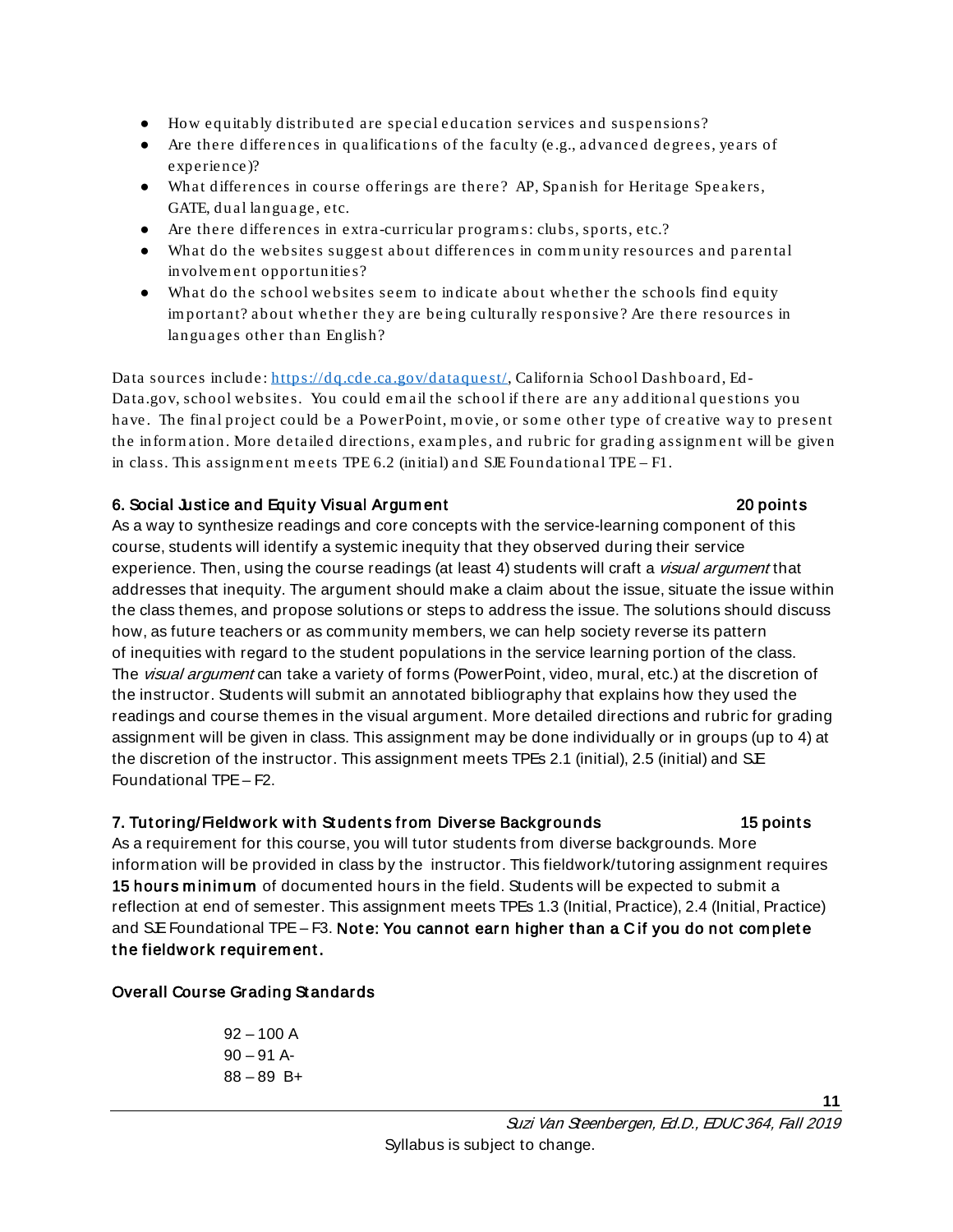- How equitably distributed are special education services and suspensions?
- Are there differences in qualifications of the faculty (e.g., advanced degrees, years of experience)?
- What differences in course offerings are there? AP, Spanish for Heritage Speakers, GATE, dual language, etc.
- Are there differences in extra-curricular programs: clubs, sports, etc.?
- What do the websites suggest about differences in community resources and parental involvement opportunities?
- What do the school websites seem to indicate about whether the schools find equity important? about whether they are being culturally responsive? Are there resources in languages other than English?

Data sources include: [https://dq.cde.ca.gov/dataquest/](https://dq.cde.ca.gov/dataquest/), California School Dashboard, Ed-Data.gov, school websites. You could email the school if there are any additional questions you have. The final project could be a PowerPoint, movie, or some other type of creative way to present the information. More detailed directions, examples, and rubric for grading assignment will be given in class. This assignment meets TPE 6.2 (initial) and SJE Foundational TPE – F1.

**6. Social Justice and Equity Visual Argument** **20 points**

As a way to synthesize readings and core concepts with the service-learning component of this course, students will identify a systemic inequity that they observed during their service experience. Then, using the course readings (at least 4) students will craft a *visual argument* that addresses that inequity. The argument should make a claim about the issue, situate the issue within the class themes, and propose solutions or steps to address the issue. The solutions should discuss how, as future teachers or as community members, we can help society reverse its pattern of inequities with regard to the student populations in the service learning portion of the class. The *visual argument* can take a variety of forms (PowerPoint, video, mural, etc.) at the discretion of the instructor. Students will submit an annotated bibliography that explains how they used the readings and course themes in the visual argument. More detailed directions and rubric for grading assignment will be given in class. This assignment may be done individually or in groups (up to 4) at the discretion of the instructor. This assignment meets TPEs 2.1 (initial), 2.5 (initial) and SJE Foundational TPE – F2.

**7. Tutoring/Fieldwork with Students from Diverse Backgrounds** **15 points**

As a requirement for this course, you will tutor students from diverse backgrounds. More information will be provided in class by the instructor. This fieldwork/tutoring assignment requires **15 hours minimum** of documented hours in the field. Students will be expected to submit a reflection at end of semester. This assignment meets TPEs 1.3 (Initial, Practice), 2.4 (Initial, Practice) and SJE Foundational TPE – F3. **Note: You cannot earn higher than a C if you do not complete the fieldwork requirement.**

**Overall Course Grading Standards**

92 – 100 A
90 – 91 A-
88 – 89 B+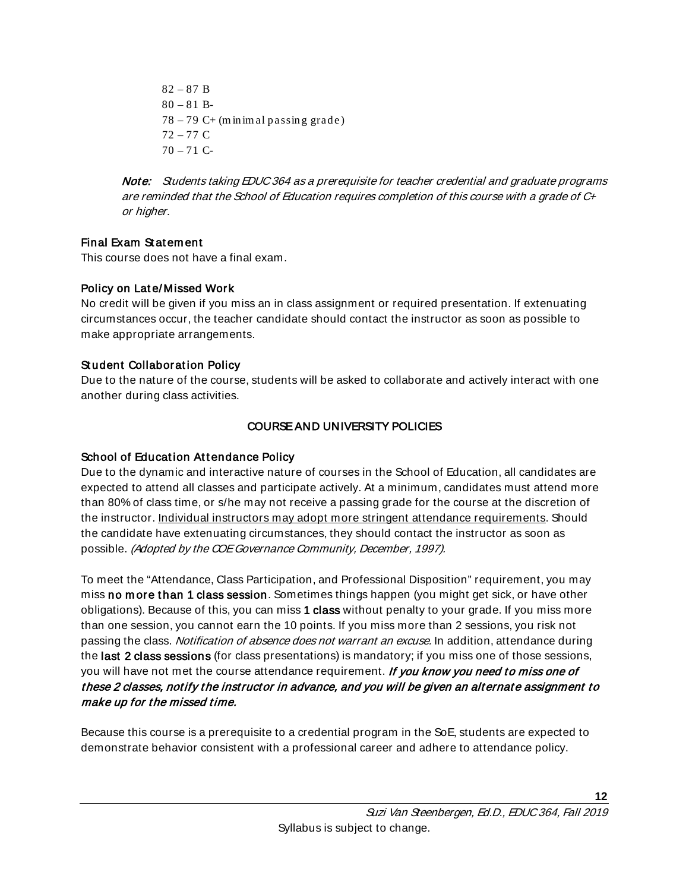82 – 87 B
80 – 81 B-
78 – 79 C+ (minimal passing grade)
72 – 77 C
70 – 71 C-

***Note:*** *Students taking EDUC 364 as a prerequisite for teacher credential and graduate programs are reminded that the School of Education requires completion of this course with a grade of C+ or higher.*

### Final Exam Statement

This course does not have a final exam.

### Policy on Late/Missed Work

No credit will be given if you miss an in class assignment or required presentation. If extenuating circumstances occur, the teacher candidate should contact the instructor as soon as possible to make appropriate arrangements.

### Student Collaboration Policy

Due to the nature of the course, students will be asked to collaborate and actively interact with one another during class activities.

## COURSE AND UNIVERSITY POLICIES

### School of Education Attendance Policy

Due to the dynamic and interactive nature of courses in the School of Education, all candidates are expected to attend all classes and participate actively. At a minimum, candidates must attend more than 80% of class time, or s/he may not receive a passing grade for the course at the discretion of the instructor. Individual instructors may adopt more stringent attendance requirements. Should the candidate have extenuating circumstances, they should contact the instructor as soon as possible. *(Adopted by the COE Governance Community, December, 1997).*

To meet the "Attendance, Class Participation, and Professional Disposition" requirement, you may miss **no more than 1 class session**. Sometimes things happen (you might get sick, or have other obligations). Because of this, you can miss **1 class** without penalty to your grade. If you miss more than one session, you cannot earn the 10 points. If you miss more than 2 sessions, you risk not passing the class. *Notification of absence does not warrant an excuse.* In addition, attendance during the **last 2 class sessions** (for class presentations) is mandatory; if you miss one of those sessions, you will have not met the course attendance requirement. ***If you know you need to miss one of these 2 classes, notify the instructor in advance, and you will be given an alternate assignment to make up for the missed time.***

Because this course is a prerequisite to a credential program in the SoE, students are expected to demonstrate behavior consistent with a professional career and adhere to attendance policy.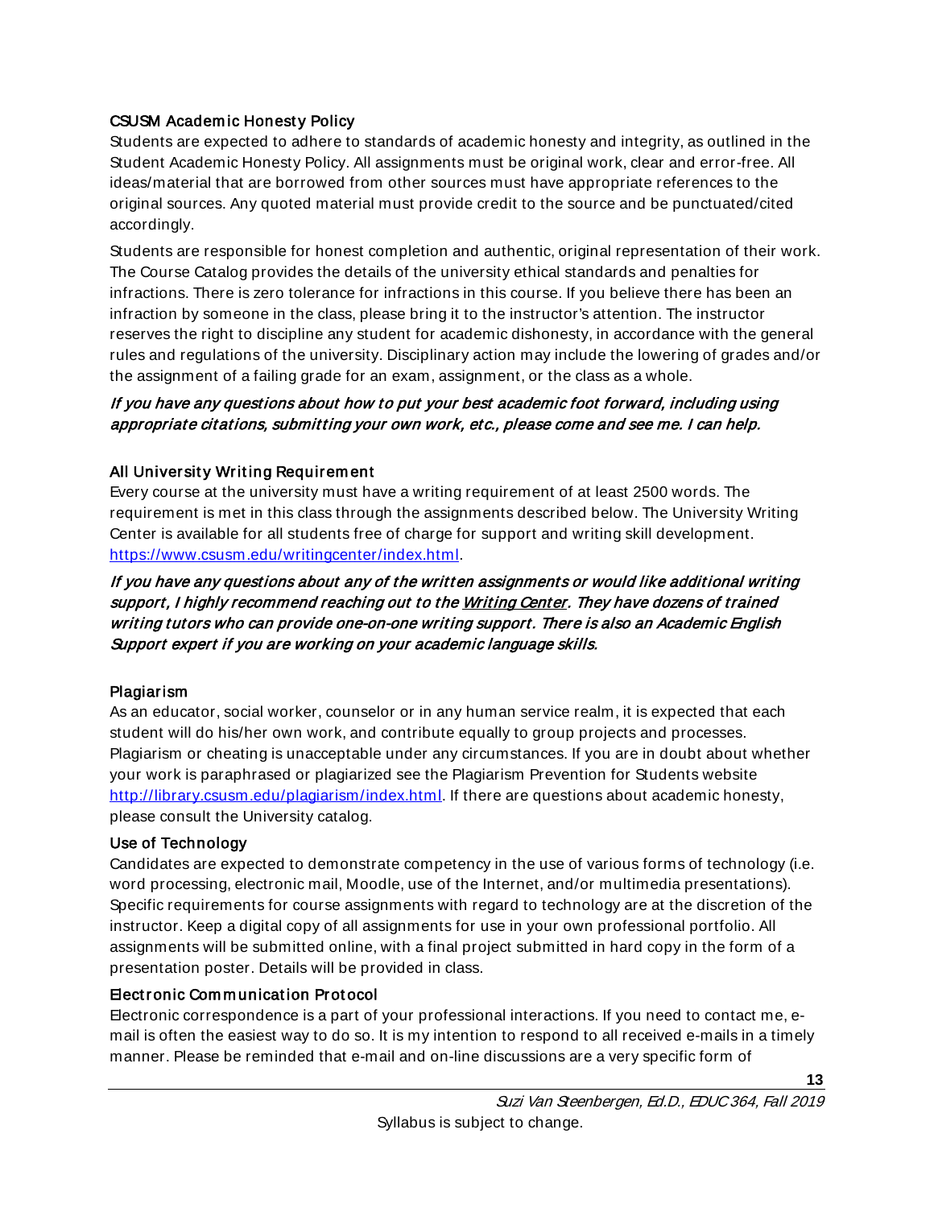### CSUSM Academic Honesty Policy

Students are expected to adhere to standards of academic honesty and integrity, as outlined in the Student Academic Honesty Policy. All assignments must be original work, clear and error-free. All ideas/material that are borrowed from other sources must have appropriate references to the original sources. Any quoted material must provide credit to the source and be punctuated/cited accordingly.

Students are responsible for honest completion and authentic, original representation of their work. The Course Catalog provides the details of the university ethical standards and penalties for infractions. There is zero tolerance for infractions in this course. If you believe there has been an infraction by someone in the class, please bring it to the instructor's attention. The instructor reserves the right to discipline any student for academic dishonesty, in accordance with the general rules and regulations of the university. Disciplinary action may include the lowering of grades and/or the assignment of a failing grade for an exam, assignment, or the class as a whole.

***If you have any questions about how to put your best academic foot forward, including using appropriate citations, submitting your own work, etc., please come and see me. I can help.***

### All University Writing Requirement

Every course at the university must have a writing requirement of at least 2500 words. The requirement is met in this class through the assignments described below. The University Writing Center is available for all students free of charge for support and writing skill development. [https://www.csusm.edu/writingcenter/index.html](https://www.csusm.edu/writingcenter/index.html).

***If you have any questions about any of the written assignments or would like additional writing support, I highly recommend reaching out to the [Writing Center](https://www.csusm.edu/writingcenter/index.html). They have dozens of trained writing tutors who can provide one-on-one writing support. There is also an Academic English Support expert if you are working on your academic language skills.***

### Plagiarism

As an educator, social worker, counselor or in any human service realm, it is expected that each student will do his/her own work, and contribute equally to group projects and processes. Plagiarism or cheating is unacceptable under any circumstances. If you are in doubt about whether your work is paraphrased or plagiarized see the Plagiarism Prevention for Students website [http://library.csusm.edu/plagiarism/index.html](http://library.csusm.edu/plagiarism/index.html). If there are questions about academic honesty, please consult the University catalog.

### Use of Technology

Candidates are expected to demonstrate competency in the use of various forms of technology (i.e. word processing, electronic mail, Moodle, use of the Internet, and/or multimedia presentations). Specific requirements for course assignments with regard to technology are at the discretion of the instructor. Keep a digital copy of all assignments for use in your own professional portfolio. All assignments will be submitted online, with a final project submitted in hard copy in the form of a presentation poster. Details will be provided in class.

### Electronic Communication Protocol

Electronic correspondence is a part of your professional interactions. If you need to contact me, e-mail is often the easiest way to do so. It is my intention to respond to all received e-mails in a timely manner. Please be reminded that e-mail and on-line discussions are a very specific form of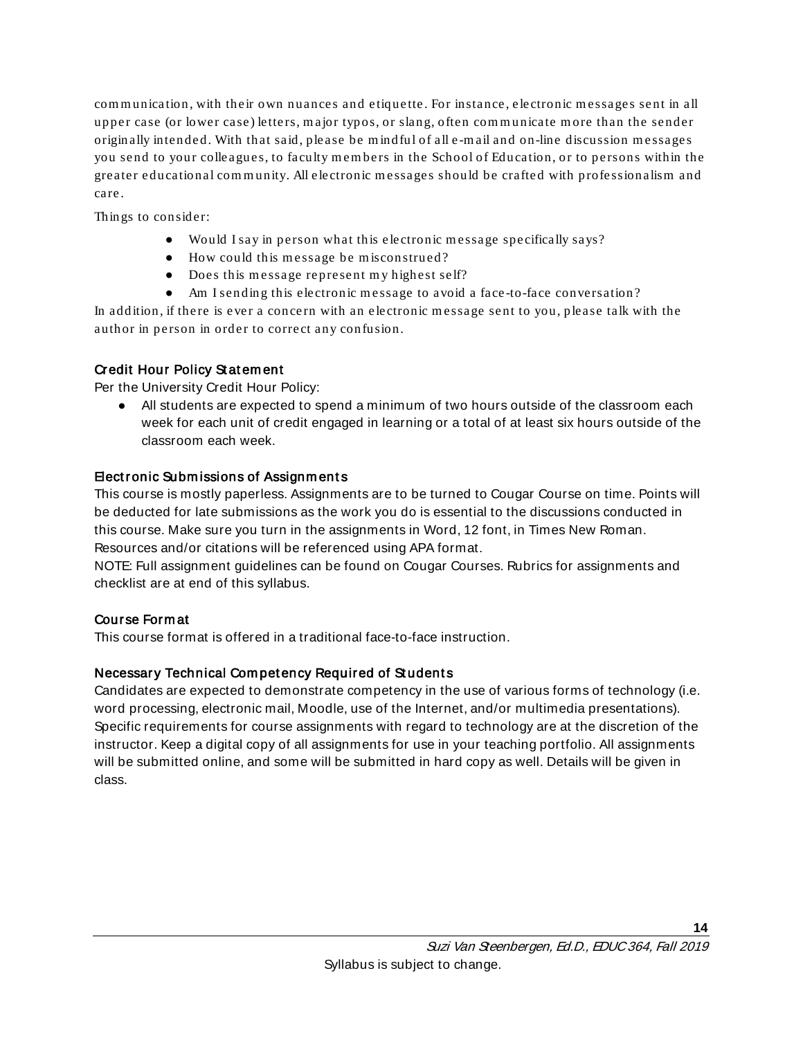communication, with their own nuances and etiquette. For instance, electronic messages sent in all upper case (or lower case) letters, major typos, or slang, often communicate more than the sender originally intended. With that said, please be mindful of all e-mail and on-line discussion messages you send to your colleagues, to faculty members in the School of Education, or to persons within the greater educational community. All electronic messages should be crafted with professionalism and care.

Things to consider:

- Would I say in person what this electronic message specifically says?
- How could this message be misconstrued?
- Does this message represent my highest self?
- Am I sending this electronic message to avoid a face-to-face conversation?

In addition, if there is ever a concern with an electronic message sent to you, please talk with the author in person in order to correct any confusion.

### Credit Hour Policy Statement

Per the University Credit Hour Policy:

- All students are expected to spend a minimum of two hours outside of the classroom each week for each unit of credit engaged in learning or a total of at least six hours outside of the classroom each week.

### Electronic Submissions of Assignments

This course is mostly paperless. Assignments are to be turned to Cougar Course on time. Points will be deducted for late submissions as the work you do is essential to the discussions conducted in this course. Make sure you turn in the assignments in Word, 12 font, in Times New Roman. Resources and/or citations will be referenced using APA format.

NOTE: Full assignment guidelines can be found on Cougar Courses. Rubrics for assignments and checklist are at end of this syllabus.

### Course Format

This course format is offered in a traditional face-to-face instruction.

### Necessary Technical Competency Required of Students

Candidates are expected to demonstrate competency in the use of various forms of technology (i.e. word processing, electronic mail, Moodle, use of the Internet, and/or multimedia presentations). Specific requirements for course assignments with regard to technology are at the discretion of the instructor. Keep a digital copy of all assignments for use in your teaching portfolio. All assignments will be submitted online, and some will be submitted in hard copy as well. Details will be given in class.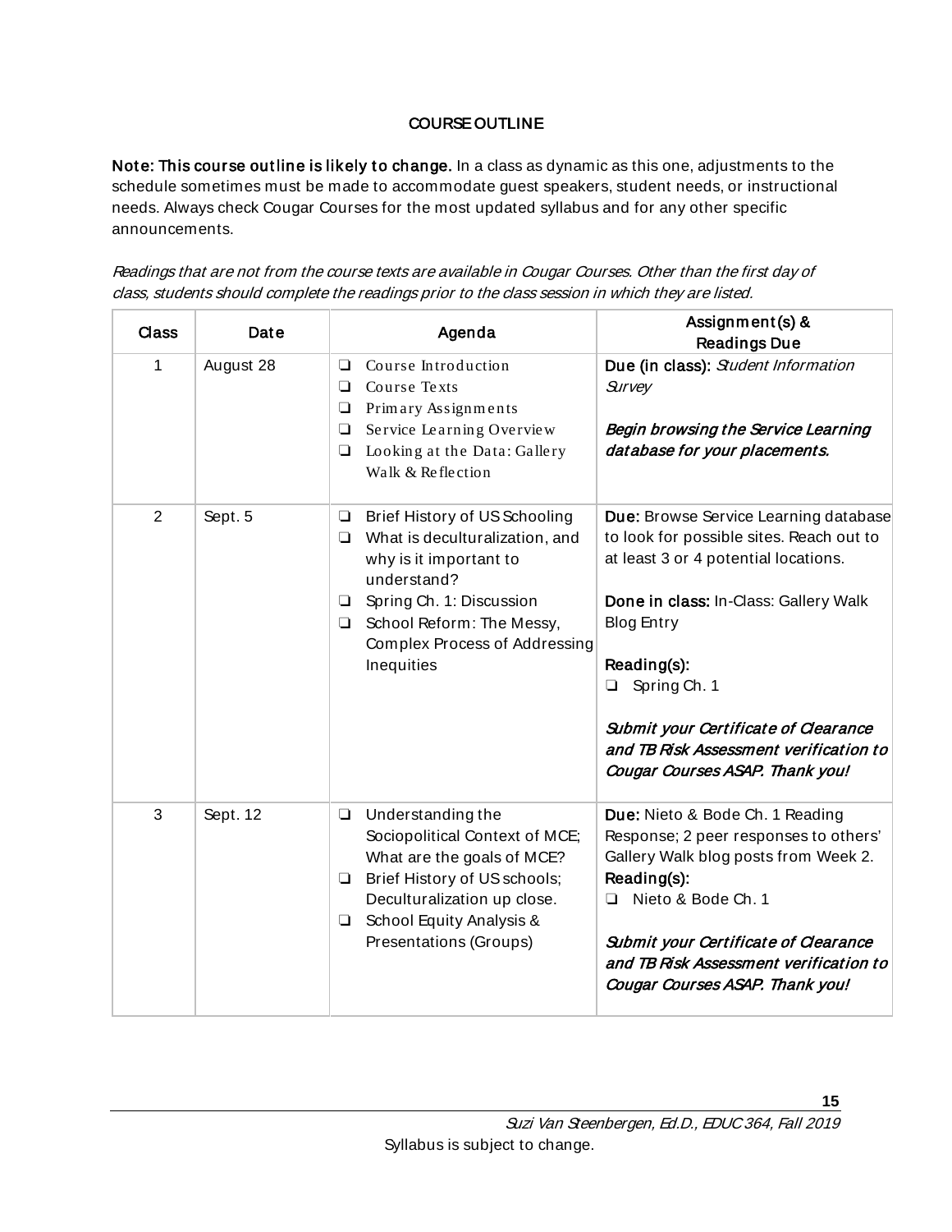# COURSE OUTLINE

**Note: This course outline is likely to change.** In a class as dynamic as this one, adjustments to the schedule sometimes must be made to accommodate guest speakers, student needs, or instructional needs. Always check Cougar Courses for the most updated syllabus and for any other specific announcements.

*Readings that are not from the course texts are available in Cougar Courses. Other than the first day of class, students should complete the readings prior to the class session in which they are listed.*

| Class | Date | Agenda | Assignment(s) & Readings Due |
|---|---|---|---|
| 1 | August 28 | ❑ Course Introduction<br>❑ Course Texts<br>❑ Primary Assignments<br>❑ Service Learning Overview<br>❑ Looking at the Data: Gallery Walk & Reflection | **Due (in class):** *Student Information Survey*<br><br>***Begin browsing the Service Learning database for your placements.*** |
| 2 | Sept. 5 | ❑ Brief History of US Schooling<br>❑ What is deculturalization, and why is it important to understand?<br>❑ Spring Ch. 1: Discussion<br>❑ School Reform: The Messy, Complex Process of Addressing Inequities | **Due:** Browse Service Learning database to look for possible sites. Reach out to at least 3 or 4 potential locations.<br><br>**Done in class:** In-Class: Gallery Walk Blog Entry<br><br>**Reading(s):**<br>❑ Spring Ch. 1<br><br>***Submit your Certificate of Clearance and TB Risk Assessment verification to Cougar Courses ASAP. Thank you!*** |
| 3 | Sept. 12 | ❑ Understanding the Sociopolitical Context of MCE; What are the goals of MCE?<br>❑ Brief History of US schools; Deculturalization up close.<br>❑ School Equity Analysis & Presentations (Groups) | **Due:** Nieto & Bode Ch. 1 Reading Response; 2 peer responses to others' Gallery Walk blog posts from Week 2.<br>**Reading(s):**<br>❑ Nieto & Bode Ch. 1<br><br>***Submit your Certificate of Clearance and TB Risk Assessment verification to Cougar Courses ASAP. Thank you!*** |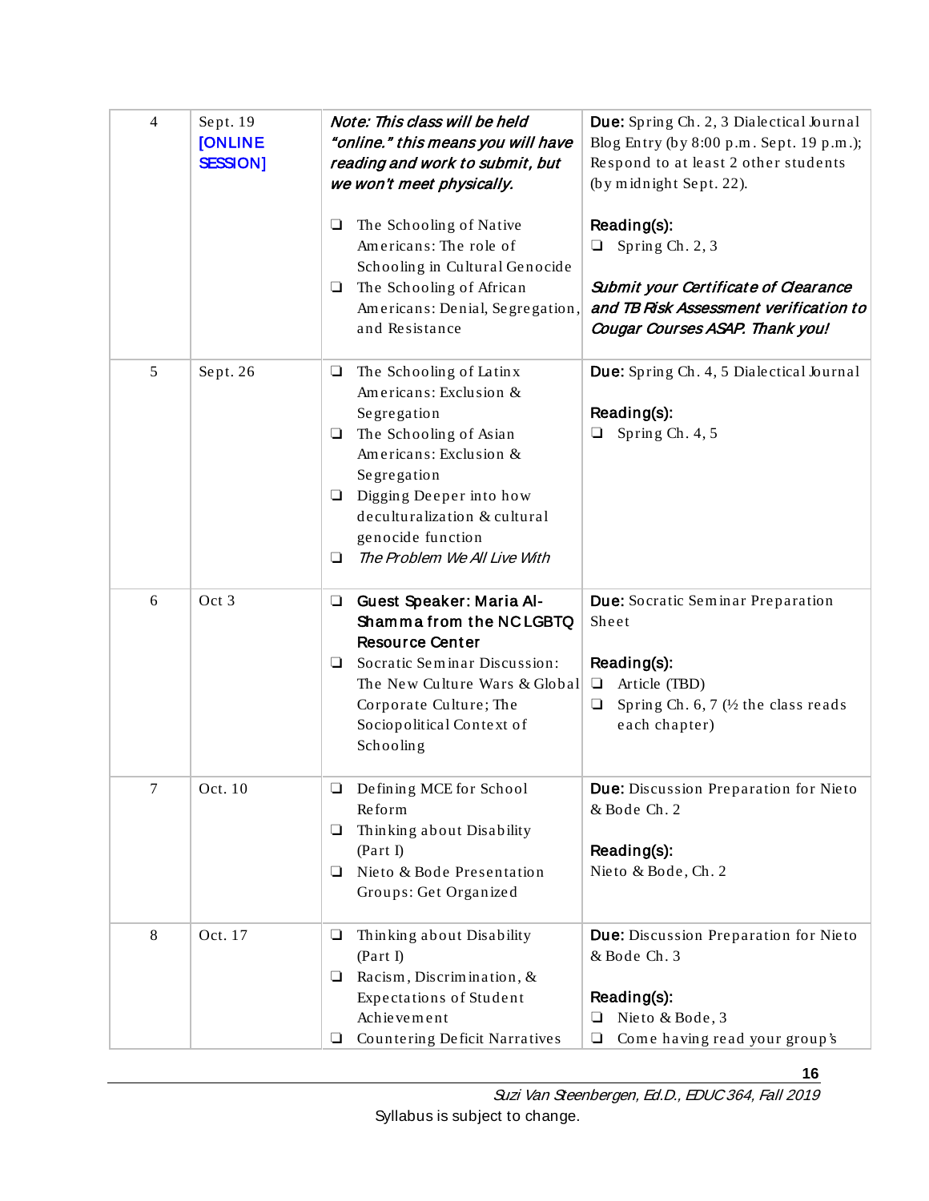| 4 | Sept. 19 **[ONLINE SESSION]** | *Note: This class will be held "online." this means you will have reading and work to submit, but we won't meet physically.*<br>❑ The Schooling of Native Americans: The role of Schooling in Cultural Genocide<br>❑ The Schooling of African Americans: Denial, Segregation, and Resistance | **Due:** Spring Ch. 2, 3 Dialectical Journal Blog Entry (by 8:00 p.m. Sept. 19 p.m.); Respond to at least 2 other students (by midnight Sept. 22).<br>**Reading(s):**<br>❑ Spring Ch. 2, 3<br>***Submit your Certificate of Clearance and TB Risk Assessment verification to Cougar Courses ASAP. Thank you!*** |
|---|---|---|---|
| 5 | Sept. 26 | ❑ The Schooling of Latinx Americans: Exclusion & Segregation<br>❑ The Schooling of Asian Americans: Exclusion & Segregation<br>❑ Digging Deeper into how deculturalization & cultural genocide function<br>❑ *The Problem We All Live With* | **Due:** Spring Ch. 4, 5 Dialectical Journal<br>**Reading(s):**<br>❑ Spring Ch. 4, 5 |
| 6 | Oct 3 | ❑ **Guest Speaker: Maria Al-Shamma from the NC LGBTQ Resource Center**<br>❑ Socratic Seminar Discussion: The New Culture Wars & Global Corporate Culture; The Sociopolitical Context of Schooling | **Due:** Socratic Seminar Preparation Sheet<br>**Reading(s):**<br>❑ Article (TBD)<br>❑ Spring Ch. 6, 7 (½ the class reads each chapter) |
| 7 | Oct. 10 | ❑ Defining MCE for School Reform<br>❑ Thinking about Disability (Part I)<br>❑ Nieto & Bode Presentation Groups: Get Organized | **Due:** Discussion Preparation for Nieto & Bode Ch. 2<br>**Reading(s):**<br>Nieto & Bode, Ch. 2 |
| 8 | Oct. 17 | ❑ Thinking about Disability (Part I)<br>❑ Racism, Discrimination, & Expectations of Student Achievement<br>❑ Countering Deficit Narratives | **Due:** Discussion Preparation for Nieto & Bode Ch. 3<br>**Reading(s):**<br>❑ Nieto & Bode, 3<br>❑ Come having read your group's |

Syllabus is subject to change.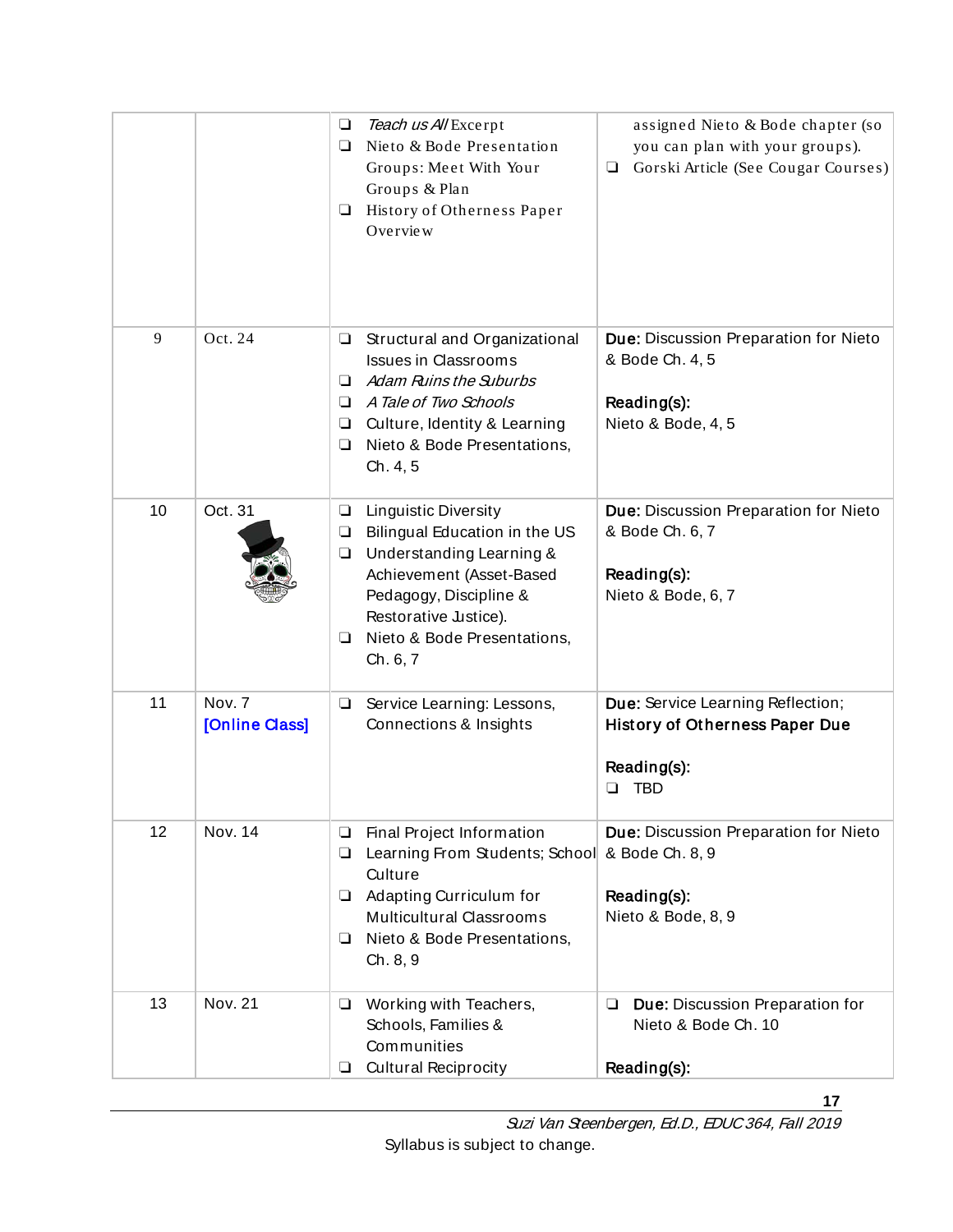| | | | |
|---|---|---|---|
| | | ❑ *Teach us All* Excerpt<br>❑ Nieto & Bode Presentation Groups: Meet With Your Groups & Plan<br>❑ History of Otherness Paper Overview | assigned Nieto & Bode chapter (so you can plan with your groups).<br>❑ Gorski Article (See Cougar Courses) |
| 9 | Oct. 24 | ❑ Structural and Organizational Issues in Classrooms<br>❑ *Adam Ruins the Suburbs*<br>❑ *A Tale of Two Schools*<br>❑ Culture, Identity & Learning<br>❑ Nieto & Bode Presentations, Ch. 4, 5 | **Due:** Discussion Preparation for Nieto & Bode Ch. 4, 5<br><br>**Reading(s):**<br>Nieto & Bode, 4, 5 |
| 10 | Oct. 31 | ❑ Linguistic Diversity<br>❑ Bilingual Education in the US<br>❑ Understanding Learning & Achievement (Asset-Based Pedagogy, Discipline & Restorative Justice).<br>❑ Nieto & Bode Presentations, Ch. 6, 7 | **Due:** Discussion Preparation for Nieto & Bode Ch. 6, 7<br><br>**Reading(s):**<br>Nieto & Bode, 6, 7 |
| 11 | Nov. 7<br>[Online Class] | ❑ Service Learning: Lessons, Connections & Insights | **Due:** Service Learning Reflection; **History of Otherness Paper Due**<br><br>**Reading(s):**<br>❑ TBD |
| 12 | Nov. 14 | ❑ Final Project Information<br>❑ Learning From Students; School Culture<br>❑ Adapting Curriculum for Multicultural Classrooms<br>❑ Nieto & Bode Presentations, Ch. 8, 9 | **Due:** Discussion Preparation for Nieto & Bode Ch. 8, 9<br><br>**Reading(s):**<br>Nieto & Bode, 8, 9 |
| 13 | Nov. 21 | ❑ Working with Teachers, Schools, Families & Communities<br>❑ Cultural Reciprocity | ❑ **Due:** Discussion Preparation for Nieto & Bode Ch. 10<br><br>**Reading(s):** |

*Suzi Van Steenbergen, Ed.D., EDUC 364, Fall 2019*

Syllabus is subject to change.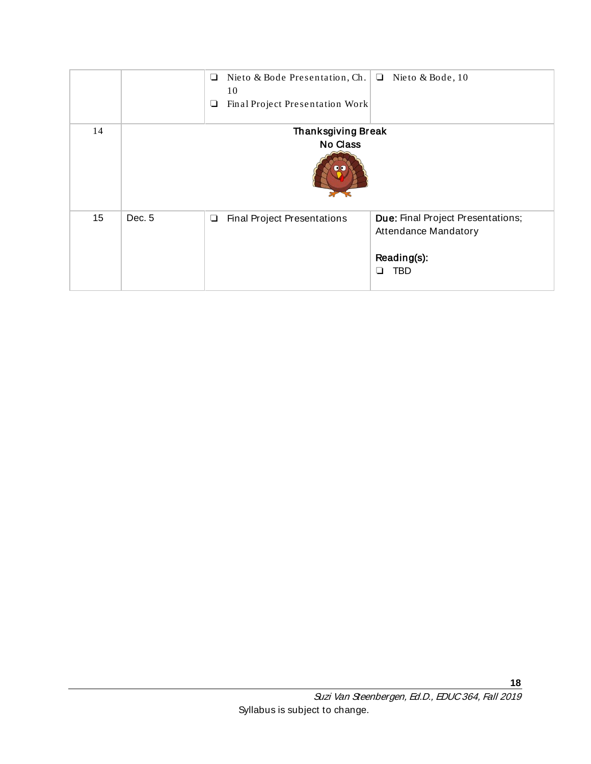| | | | |
|---|---|---|---|
| | | ❑ Nieto & Bode Presentation, Ch. 10<br>❑ Final Project Presentation Work | ❑ Nieto & Bode, 10 |
| 14 | **Thanksgiving Break**<br>**No Class** | | |
| 15 | Dec. 5 | ❑ Final Project Presentations | **Due:** Final Project Presentations; Attendance Mandatory<br><br>**Reading(s):**<br>❑ TBD |

*Suzi Van Steenbergen, Ed.D., EDUC 364, Fall 2019*

Syllabus is subject to change.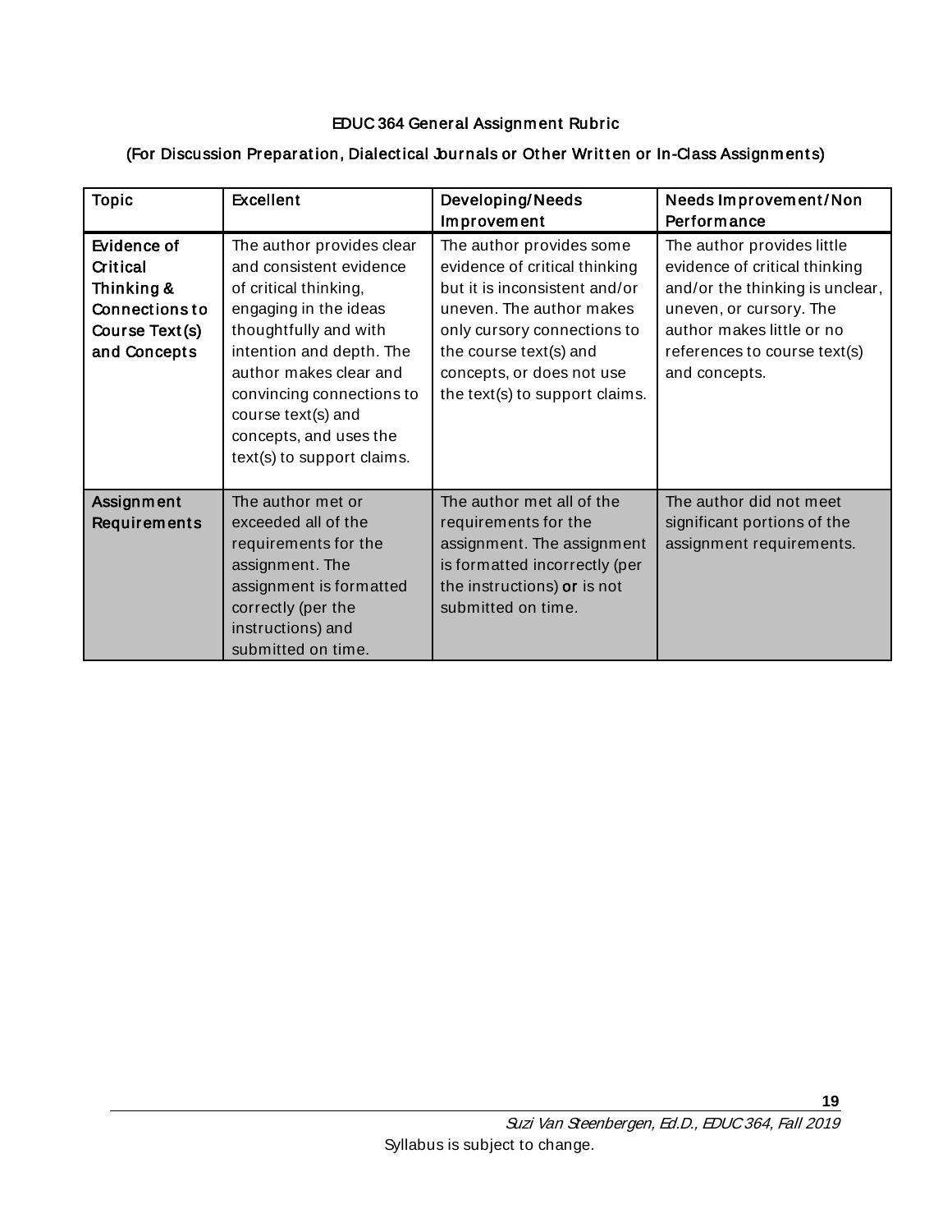## EDUC 364 General Assignment Rubric

### (For Discussion Preparation, Dialectical Journals or Other Written or In-Class Assignments)

| Topic | Excellent | Developing/Needs Improvement | Needs Improvement/Non Performance |
|---|---|---|---|
| Evidence of Critical Thinking & Connections to Course Text(s) and Concepts | The author provides clear and consistent evidence of critical thinking, engaging in the ideas thoughtfully and with intention and depth. The author makes clear and convincing connections to course text(s) and concepts, and uses the text(s) to support claims. | The author provides some evidence of critical thinking but it is inconsistent and/or uneven. The author makes only cursory connections to the course text(s) and concepts, or does not use the text(s) to support claims. | The author provides little evidence of critical thinking and/or the thinking is unclear, uneven, or cursory. The author makes little or no references to course text(s) and concepts. |
| Assignment Requirements | The author met or exceeded all of the requirements for the assignment. The assignment is formatted correctly (per the instructions) and submitted on time. | The author met all of the requirements for the assignment. The assignment is formatted incorrectly (per the instructions) **or** is not submitted on time. | The author did not meet significant portions of the assignment requirements. |

*Suzi Van Steenbergen, Ed.D., EDUC 364, Fall 2019*

Syllabus is subject to change.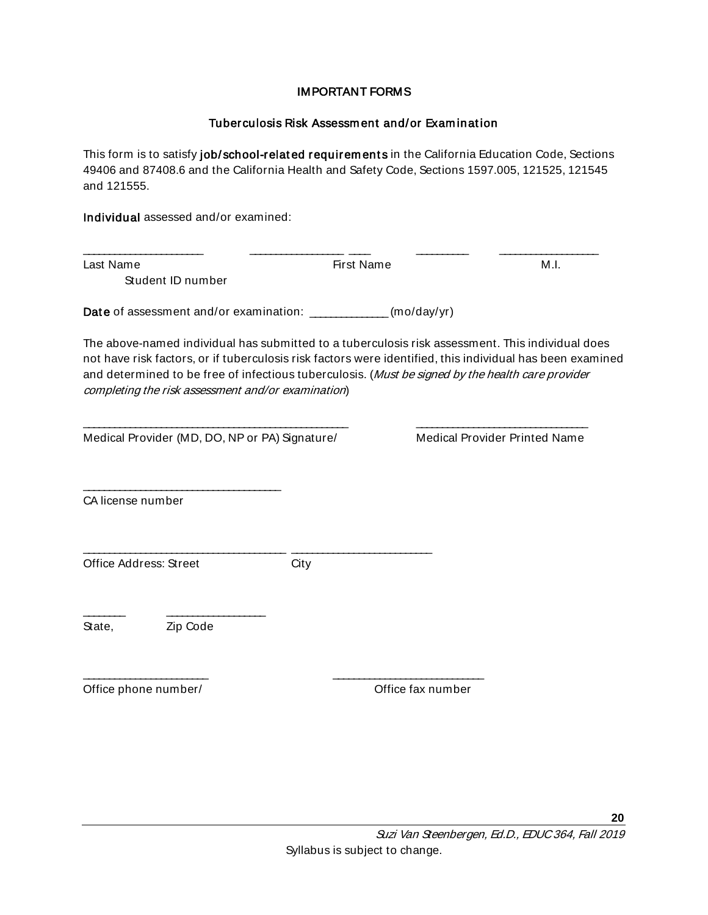**IMPORTANT FORMS**

**Tuberculosis Risk Assessment and/or Examination**

This form is to satisfy **job/school-related requirements** in the California Education Code, Sections 49406 and 87408.6 and the California Health and Safety Code, Sections 1597.005, 121525, 121545 and 121555.

**Individual** assessed and/or examined:

______________________ ___________________ ____ __________ __________________

Last Name First Name M.I.

Student ID number

**Date** of assessment and/or examination: _____________ (mo/day/yr)

The above-named individual has submitted to a tuberculosis risk assessment. This individual does not have risk factors, or if tuberculosis risk factors were identified, this individual has been examined and determined to be free of infectious tuberculosis. (*Must be signed by the health care provider completing the risk assessment and/or examination*)

_____________________________________________ _______________________________

Medical Provider (MD, DO, NP or PA) Signature/ Medical Provider Printed Name

____________________________________

CA license number

_____________________________________ _________________________

Office Address: Street City

_______ __________________

State, Zip Code

______________________ ____________________________

Office phone number/ Office fax number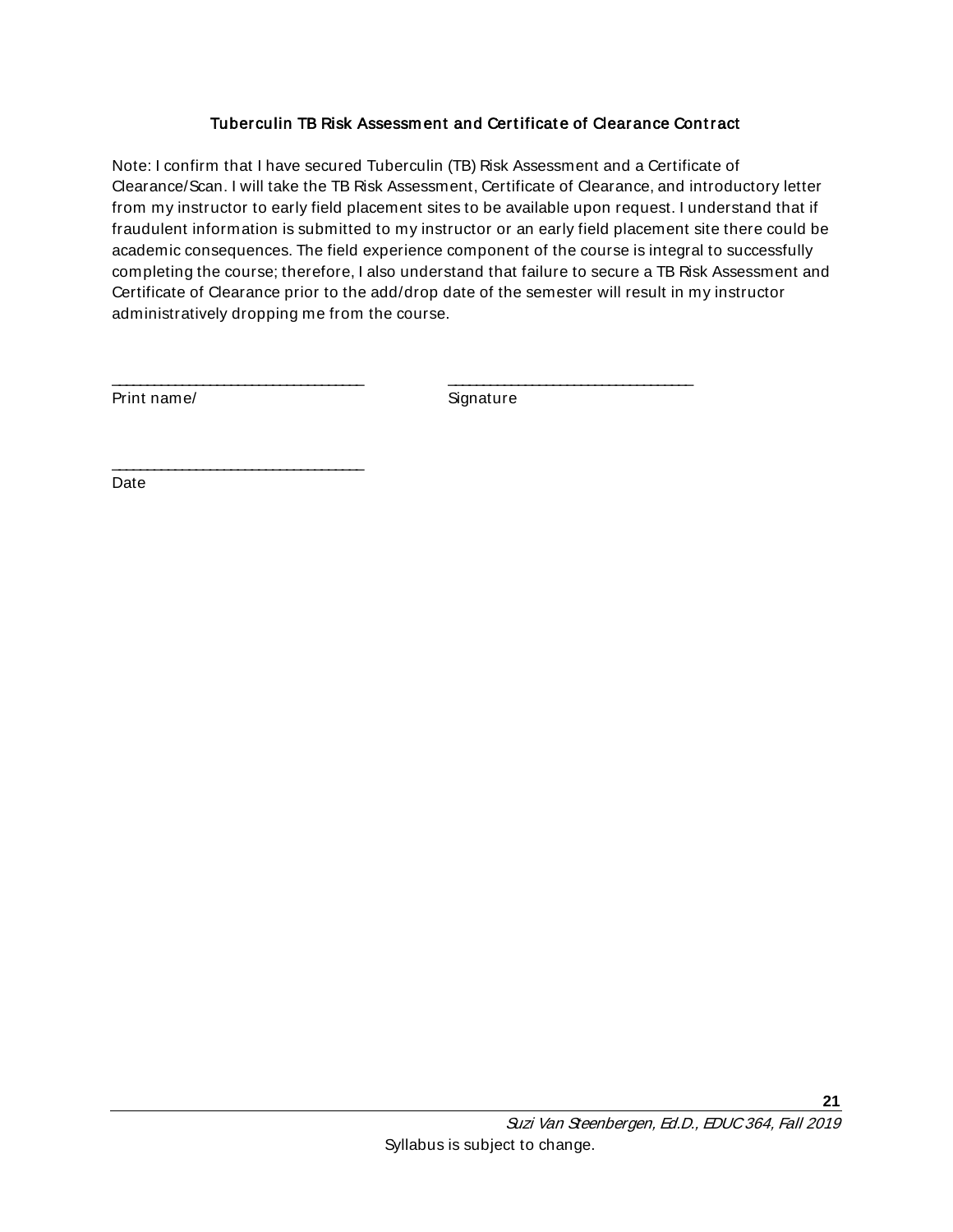### Tuberculin TB Risk Assessment and Certificate of Clearance Contract

Note: I confirm that I have secured Tuberculin (TB) Risk Assessment and a Certificate of Clearance/Scan. I will take the TB Risk Assessment, Certificate of Clearance, and introductory letter from my instructor to early field placement sites to be available upon request. I understand that if fraudulent information is submitted to my instructor or an early field placement site there could be academic consequences. The field experience component of the course is integral to successfully completing the course; therefore, I also understand that failure to secure a TB Risk Assessment and Certificate of Clearance prior to the add/drop date of the semester will result in my instructor administratively dropping me from the course.

_________________________________ _________________________________

Print name/ Signature

_________________________________

Date